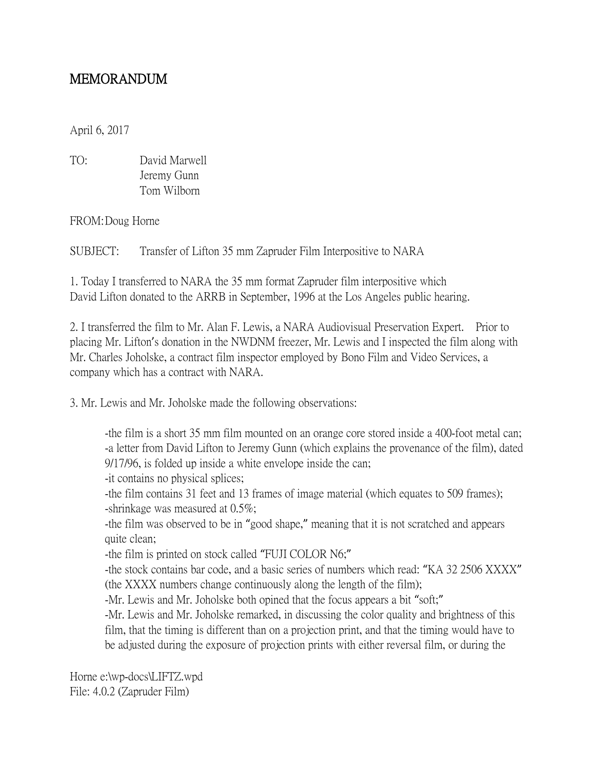# MEMORANDUM

April 6, 2017

TO: David Marwell
Jeremy Gunn
Tom Wilborn

FROM: Doug Horne

SUBJECT: Transfer of Lifton 35 mm Zapruder Film Interpositive to NARA

1. Today I transferred to NARA the 35 mm format Zapruder film interpositive which David Lifton donated to the ARRB in September, 1996 at the Los Angeles public hearing.

2. I transferred the film to Mr. Alan F. Lewis, a NARA Audiovisual Preservation Expert. Prior to placing Mr. Lifton's donation in the NWDNM freezer, Mr. Lewis and I inspected the film along with Mr. Charles Joholske, a contract film inspector employed by Bono Film and Video Services, a company which has a contract with NARA.

3. Mr. Lewis and Mr. Joholske made the following observations:

-the film is a short 35 mm film mounted on an orange core stored inside a 400-foot metal can;
-a letter from David Lifton to Jeremy Gunn (which explains the provenance of the film), dated 9/17/96, is folded up inside a white envelope inside the can;
-it contains no physical splices;
-the film contains 31 feet and 13 frames of image material (which equates to 509 frames);
-shrinkage was measured at 0.5%;
-the film was observed to be in "good shape," meaning that it is not scratched and appears quite clean;
-the film is printed on stock called "FUJI COLOR N6;"
-the stock contains bar code, and a basic series of numbers which read: "KA 32 2506 XXXX" (the XXXX numbers change continuously along the length of the film);
-Mr. Lewis and Mr. Joholske both opined that the focus appears a bit "soft;"
-Mr. Lewis and Mr. Joholske remarked, in discussing the color quality and brightness of this film, that the timing is different than on a projection print, and that the timing would have to be adjusted during the exposure of projection prints with either reversal film, or during the

Horne e:\wp-docs\LIFTZ.wpd
File: 4.0.2 (Zapruder Film)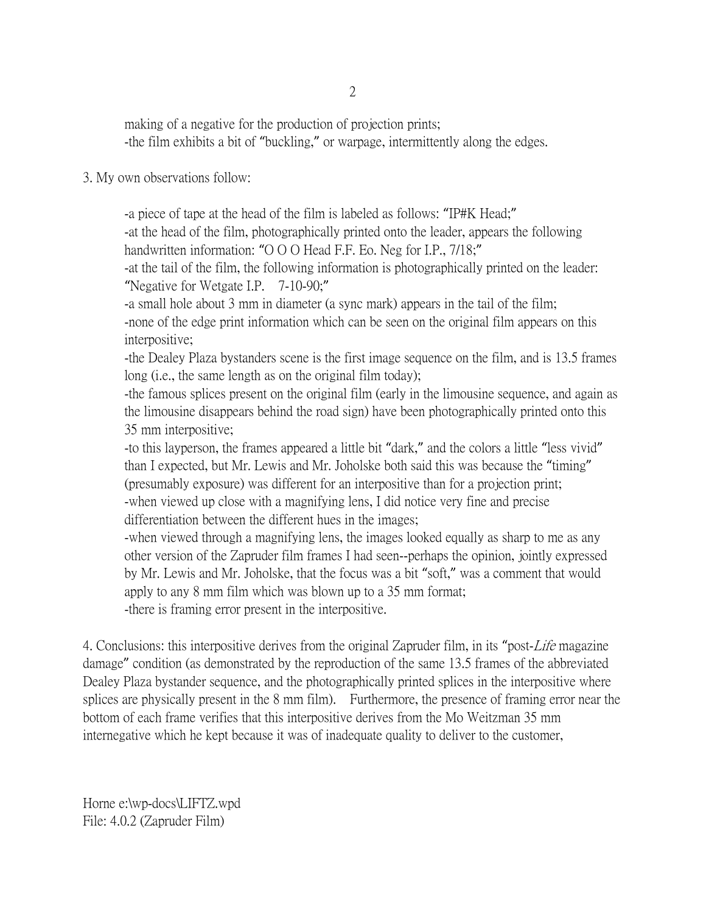making of a negative for the production of projection prints;
-the film exhibits a bit of "buckling," or warpage, intermittently along the edges.

3. My own observations follow:

-a piece of tape at the head of the film is labeled as follows: "IP#K Head;"
-at the head of the film, photographically printed onto the leader, appears the following handwritten information: "O O O Head F.F. Eo. Neg for I.P., 7/18;"
-at the tail of the film, the following information is photographically printed on the leader: "Negative for Wetgate I.P. 7-10-90;"
-a small hole about 3 mm in diameter (a sync mark) appears in the tail of the film;
-none of the edge print information which can be seen on the original film appears on this interpositive;
-the Dealey Plaza bystanders scene is the first image sequence on the film, and is 13.5 frames long (i.e., the same length as on the original film today);
-the famous splices present on the original film (early in the limousine sequence, and again as the limousine disappears behind the road sign) have been photographically printed onto this 35 mm interpositive;
-to this layperson, the frames appeared a little bit "dark," and the colors a little "less vivid" than I expected, but Mr. Lewis and Mr. Joholske both said this was because the "timing" (presumably exposure) was different for an interpositive than for a projection print;
-when viewed up close with a magnifying lens, I did notice very fine and precise differentiation between the different hues in the images;
-when viewed through a magnifying lens, the images looked equally as sharp to me as any other version of the Zapruder film frames I had seen--perhaps the opinion, jointly expressed by Mr. Lewis and Mr. Joholske, that the focus was a bit "soft," was a comment that would apply to any 8 mm film which was blown up to a 35 mm format;
-there is framing error present in the interpositive.

4. Conclusions: this interpositive derives from the original Zapruder film, in its "post-*Life* magazine damage" condition (as demonstrated by the reproduction of the same 13.5 frames of the abbreviated Dealey Plaza bystander sequence, and the photographically printed splices in the interpositive where splices are physically present in the 8 mm film). Furthermore, the presence of framing error near the bottom of each frame verifies that this interpositive derives from the Mo Weitzman 35 mm internegative which he kept because it was of inadequate quality to deliver to the customer,

Horne e:\wp-docs\LIFTZ.wpd
File: 4.0.2 (Zapruder Film)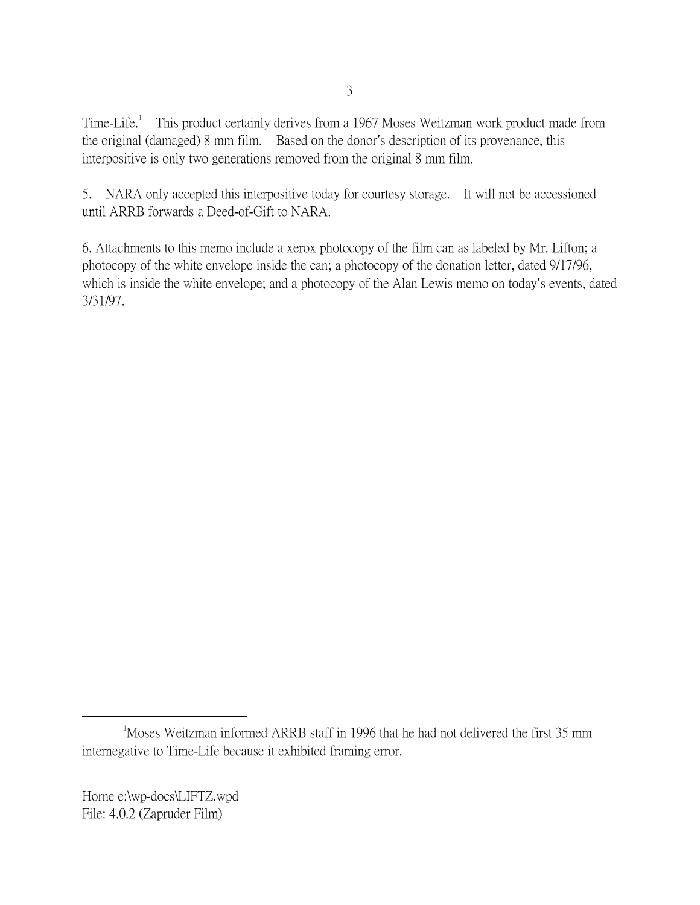Time-Life.[1] This product certainly derives from a 1967 Moses Weitzman work product made from the original (damaged) 8 mm film. Based on the donor's description of its provenance, this interpositive is only two generations removed from the original 8 mm film.

5. NARA only accepted this interpositive today for courtesy storage. It will not be accessioned until ARRB forwards a Deed-of-Gift to NARA.

6. Attachments to this memo include a xerox photocopy of the film can as labeled by Mr. Lifton; a photocopy of the white envelope inside the can; a photocopy of the donation letter, dated 9/17/96, which is inside the white envelope; and a photocopy of the Alan Lewis memo on today's events, dated 3/31/97.

---

[1] Moses Weitzman informed ARRB staff in 1996 that he had not delivered the first 35 mm internegative to Time-Life because it exhibited framing error.

Horne e:\wp-docs\LIFTZ.wpd
File: 4.0.2 (Zapruder Film)